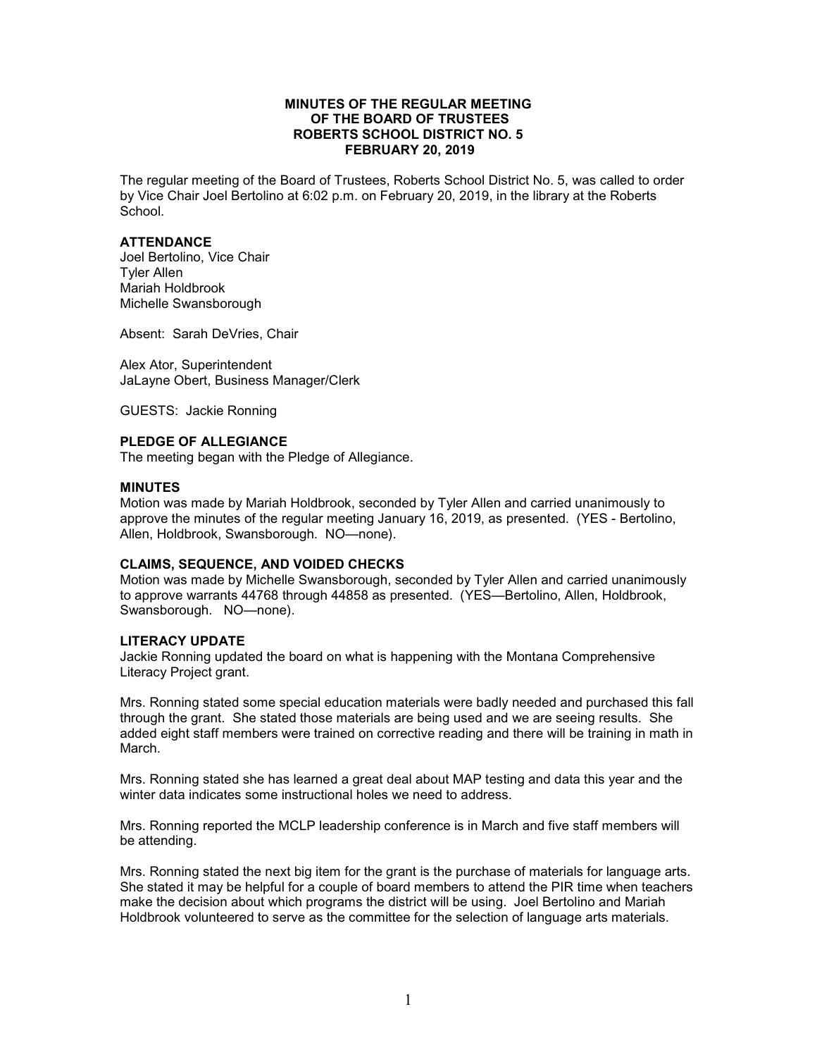**MINUTES OF THE REGULAR MEETING**
**OF THE BOARD OF TRUSTEES**
**ROBERTS SCHOOL DISTRICT NO. 5**
**FEBRUARY 20, 2019**

The regular meeting of the Board of Trustees, Roberts School District No. 5, was called to order by Vice Chair Joel Bertolino at 6:02 p.m. on February 20, 2019, in the library at the Roberts School.

**ATTENDANCE**

Joel Bertolino, Vice Chair
Tyler Allen
Mariah Holdbrook
Michelle Swansborough

Absent: Sarah DeVries, Chair

Alex Ator, Superintendent
JaLayne Obert, Business Manager/Clerk

GUESTS: Jackie Ronning

**PLEDGE OF ALLEGIANCE**

The meeting began with the Pledge of Allegiance.

**MINUTES**

Motion was made by Mariah Holdbrook, seconded by Tyler Allen and carried unanimously to approve the minutes of the regular meeting January 16, 2019, as presented. (YES - Bertolino, Allen, Holdbrook, Swansborough. NO—none).

**CLAIMS, SEQUENCE, AND VOIDED CHECKS**

Motion was made by Michelle Swansborough, seconded by Tyler Allen and carried unanimously to approve warrants 44768 through 44858 as presented. (YES—Bertolino, Allen, Holdbrook, Swansborough. NO—none).

**LITERACY UPDATE**

Jackie Ronning updated the board on what is happening with the Montana Comprehensive Literacy Project grant.

Mrs. Ronning stated some special education materials were badly needed and purchased this fall through the grant. She stated those materials are being used and we are seeing results. She added eight staff members were trained on corrective reading and there will be training in math in March.

Mrs. Ronning stated she has learned a great deal about MAP testing and data this year and the winter data indicates some instructional holes we need to address.

Mrs. Ronning reported the MCLP leadership conference is in March and five staff members will be attending.

Mrs. Ronning stated the next big item for the grant is the purchase of materials for language arts. She stated it may be helpful for a couple of board members to attend the PIR time when teachers make the decision about which programs the district will be using. Joel Bertolino and Mariah Holdbrook volunteered to serve as the committee for the selection of language arts materials.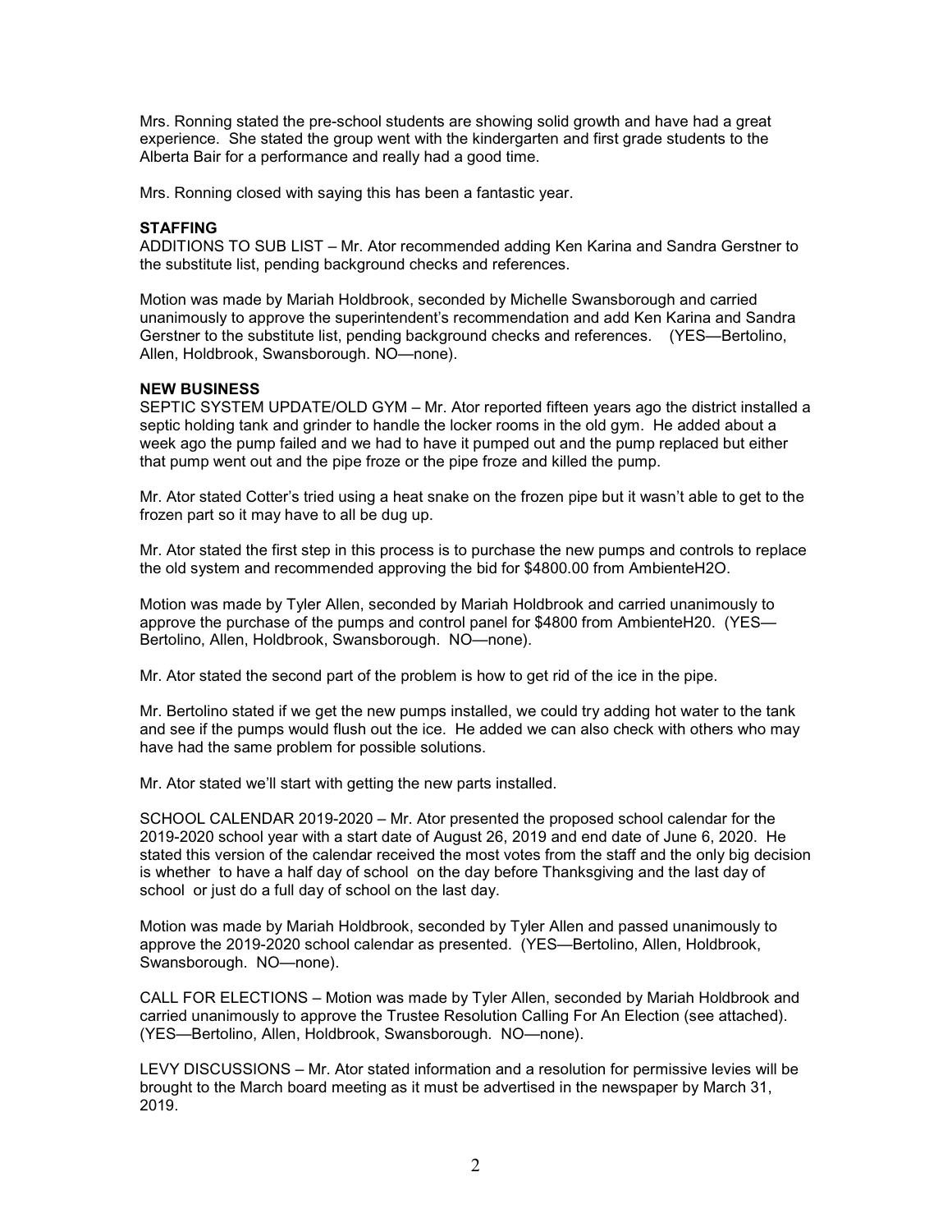Mrs. Ronning stated the pre-school students are showing solid growth and have had a great experience. She stated the group went with the kindergarten and first grade students to the Alberta Bair for a performance and really had a good time.

Mrs. Ronning closed with saying this has been a fantastic year.

**STAFFING**

ADDITIONS TO SUB LIST – Mr. Ator recommended adding Ken Karina and Sandra Gerstner to the substitute list, pending background checks and references.

Motion was made by Mariah Holdbrook, seconded by Michelle Swansborough and carried unanimously to approve the superintendent's recommendation and add Ken Karina and Sandra Gerstner to the substitute list, pending background checks and references. (YES—Bertolino, Allen, Holdbrook, Swansborough. NO—none).

**NEW BUSINESS**

SEPTIC SYSTEM UPDATE/OLD GYM – Mr. Ator reported fifteen years ago the district installed a septic holding tank and grinder to handle the locker rooms in the old gym. He added about a week ago the pump failed and we had to have it pumped out and the pump replaced but either that pump went out and the pipe froze or the pipe froze and killed the pump.

Mr. Ator stated Cotter's tried using a heat snake on the frozen pipe but it wasn't able to get to the frozen part so it may have to all be dug up.

Mr. Ator stated the first step in this process is to purchase the new pumps and controls to replace the old system and recommended approving the bid for $4800.00 from AmbienteH2O.

Motion was made by Tyler Allen, seconded by Mariah Holdbrook and carried unanimously to approve the purchase of the pumps and control panel for $4800 from AmbienteH20. (YES—Bertolino, Allen, Holdbrook, Swansborough. NO—none).

Mr. Ator stated the second part of the problem is how to get rid of the ice in the pipe.

Mr. Bertolino stated if we get the new pumps installed, we could try adding hot water to the tank and see if the pumps would flush out the ice. He added we can also check with others who may have had the same problem for possible solutions.

Mr. Ator stated we'll start with getting the new parts installed.

SCHOOL CALENDAR 2019-2020 – Mr. Ator presented the proposed school calendar for the 2019-2020 school year with a start date of August 26, 2019 and end date of June 6, 2020. He stated this version of the calendar received the most votes from the staff and the only big decision is whether to have a half day of school on the day before Thanksgiving and the last day of school or just do a full day of school on the last day.

Motion was made by Mariah Holdbrook, seconded by Tyler Allen and passed unanimously to approve the 2019-2020 school calendar as presented. (YES—Bertolino, Allen, Holdbrook, Swansborough. NO—none).

CALL FOR ELECTIONS – Motion was made by Tyler Allen, seconded by Mariah Holdbrook and carried unanimously to approve the Trustee Resolution Calling For An Election (see attached). (YES—Bertolino, Allen, Holdbrook, Swansborough. NO—none).

LEVY DISCUSSIONS – Mr. Ator stated information and a resolution for permissive levies will be brought to the March board meeting as it must be advertised in the newspaper by March 31, 2019.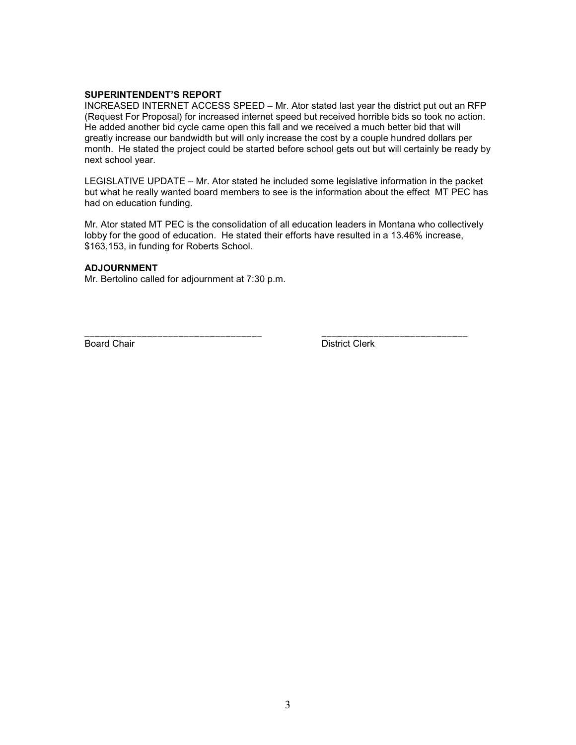**SUPERINTENDENT'S REPORT**

INCREASED INTERNET ACCESS SPEED – Mr. Ator stated last year the district put out an RFP (Request For Proposal) for increased internet speed but received horrible bids so took no action. He added another bid cycle came open this fall and we received a much better bid that will greatly increase our bandwidth but will only increase the cost by a couple hundred dollars per month. He stated the project could be started before school gets out but will certainly be ready by next school year.

LEGISLATIVE UPDATE – Mr. Ator stated he included some legislative information in the packet but what he really wanted board members to see is the information about the effect MT PEC has had on education funding.

Mr. Ator stated MT PEC is the consolidation of all education leaders in Montana who collectively lobby for the good of education. He stated their efforts have resulted in a 13.46% increase, $163,153, in funding for Roberts School.

**ADJOURNMENT**

Mr. Bertolino called for adjournment at 7:30 p.m.

\_\_\_\_\_\_\_\_\_\_\_\_\_\_\_\_\_\_\_\_\_\_\_\_\_\_\_\_\_\_\_\_\_\_ \_\_\_\_\_\_\_\_\_\_\_\_\_\_\_\_\_\_\_\_\_\_\_\_\_\_\_\_\_

Board Chair District Clerk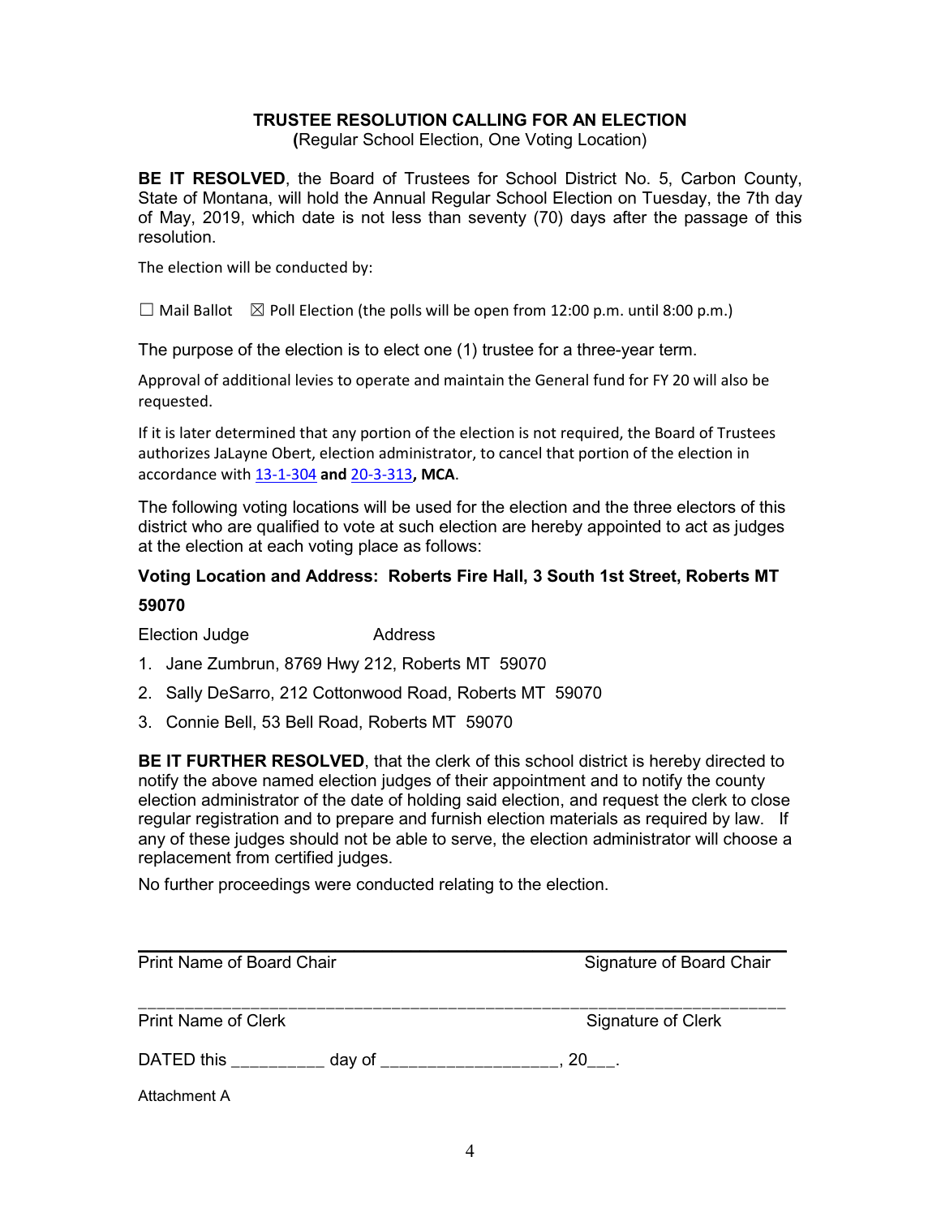**TRUSTEE RESOLUTION CALLING FOR AN ELECTION**
**(**Regular School Election, One Voting Location)

**BE IT RESOLVED**, the Board of Trustees for School District No. 5, Carbon County, State of Montana, will hold the Annual Regular School Election on Tuesday, the 7th day of May, 2019, which date is not less than seventy (70) days after the passage of this resolution.

The election will be conducted by:

☐ Mail Ballot ☒ Poll Election (the polls will be open from 12:00 p.m. until 8:00 p.m.)

The purpose of the election is to elect one (1) trustee for a three-year term.

Approval of additional levies to operate and maintain the General fund for FY 20 will also be requested.

If it is later determined that any portion of the election is not required, the Board of Trustees authorizes JaLayne Obert, election administrator, to cancel that portion of the election in accordance with 13-1-304 **and** 20-3-313**, MCA**.

The following voting locations will be used for the election and the three electors of this district who are qualified to vote at such election are hereby appointed to act as judges at the election at each voting place as follows:

**Voting Location and Address: Roberts Fire Hall, 3 South 1st Street, Roberts MT 59070**

Election Judge Address

1. Jane Zumbrun, 8769 Hwy 212, Roberts MT 59070
2. Sally DeSarro, 212 Cottonwood Road, Roberts MT 59070
3. Connie Bell, 53 Bell Road, Roberts MT 59070

**BE IT FURTHER RESOLVED**, that the clerk of this school district is hereby directed to notify the above named election judges of their appointment and to notify the county election administrator of the date of holding said election, and request the clerk to close regular registration and to prepare and furnish election materials as required by law. If any of these judges should not be able to serve, the election administrator will choose a replacement from certified judges.

No further proceedings were conducted relating to the election.

_______________________________________________________________

Print Name of Board Chair Signature of Board Chair

_______________________________________________________________

Print Name of Clerk Signature of Clerk

DATED this __________ day of __________________, 20___.

Attachment A